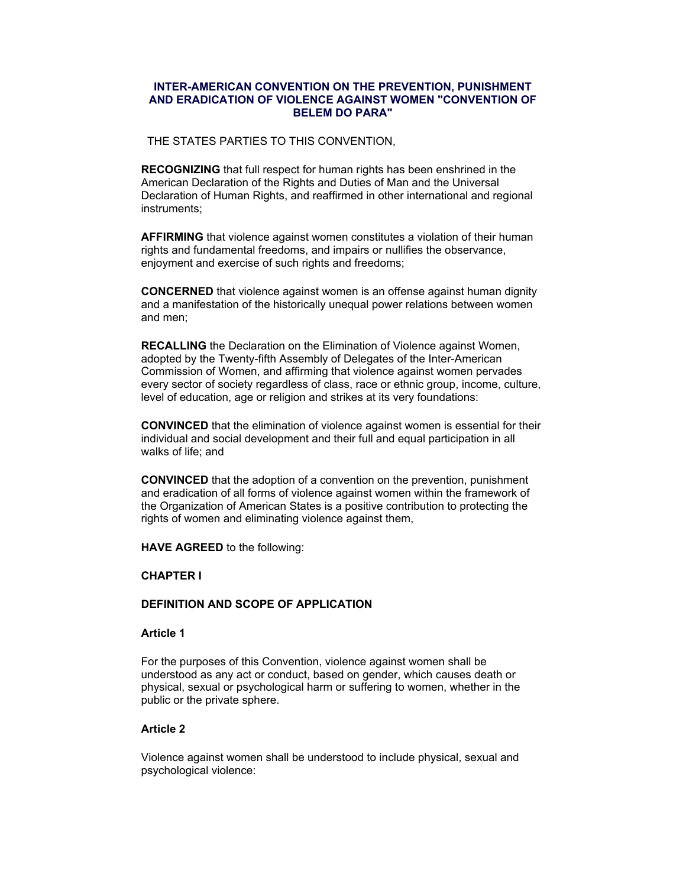# INTER-AMERICAN CONVENTION ON THE PREVENTION, PUNISHMENT AND ERADICATION OF VIOLENCE AGAINST WOMEN "CONVENTION OF BELEM DO PARA"

THE STATES PARTIES TO THIS CONVENTION,

**RECOGNIZING** that full respect for human rights has been enshrined in the American Declaration of the Rights and Duties of Man and the Universal Declaration of Human Rights, and reaffirmed in other international and regional instruments;

**AFFIRMING** that violence against women constitutes a violation of their human rights and fundamental freedoms, and impairs or nullifies the observance, enjoyment and exercise of such rights and freedoms;

**CONCERNED** that violence against women is an offense against human dignity and a manifestation of the historically unequal power relations between women and men;

**RECALLING** the Declaration on the Elimination of Violence against Women, adopted by the Twenty-fifth Assembly of Delegates of the Inter-American Commission of Women, and affirming that violence against women pervades every sector of society regardless of class, race or ethnic group, income, culture, level of education, age or religion and strikes at its very foundations:

**CONVINCED** that the elimination of violence against women is essential for their individual and social development and their full and equal participation in all walks of life; and

**CONVINCED** that the adoption of a convention on the prevention, punishment and eradication of all forms of violence against women within the framework of the Organization of American States is a positive contribution to protecting the rights of women and eliminating violence against them,

**HAVE AGREED** to the following:

## CHAPTER I

## DEFINITION AND SCOPE OF APPLICATION

### Article 1

For the purposes of this Convention, violence against women shall be understood as any act or conduct, based on gender, which causes death or physical, sexual or psychological harm or suffering to women, whether in the public or the private sphere.

### Article 2

Violence against women shall be understood to include physical, sexual and psychological violence: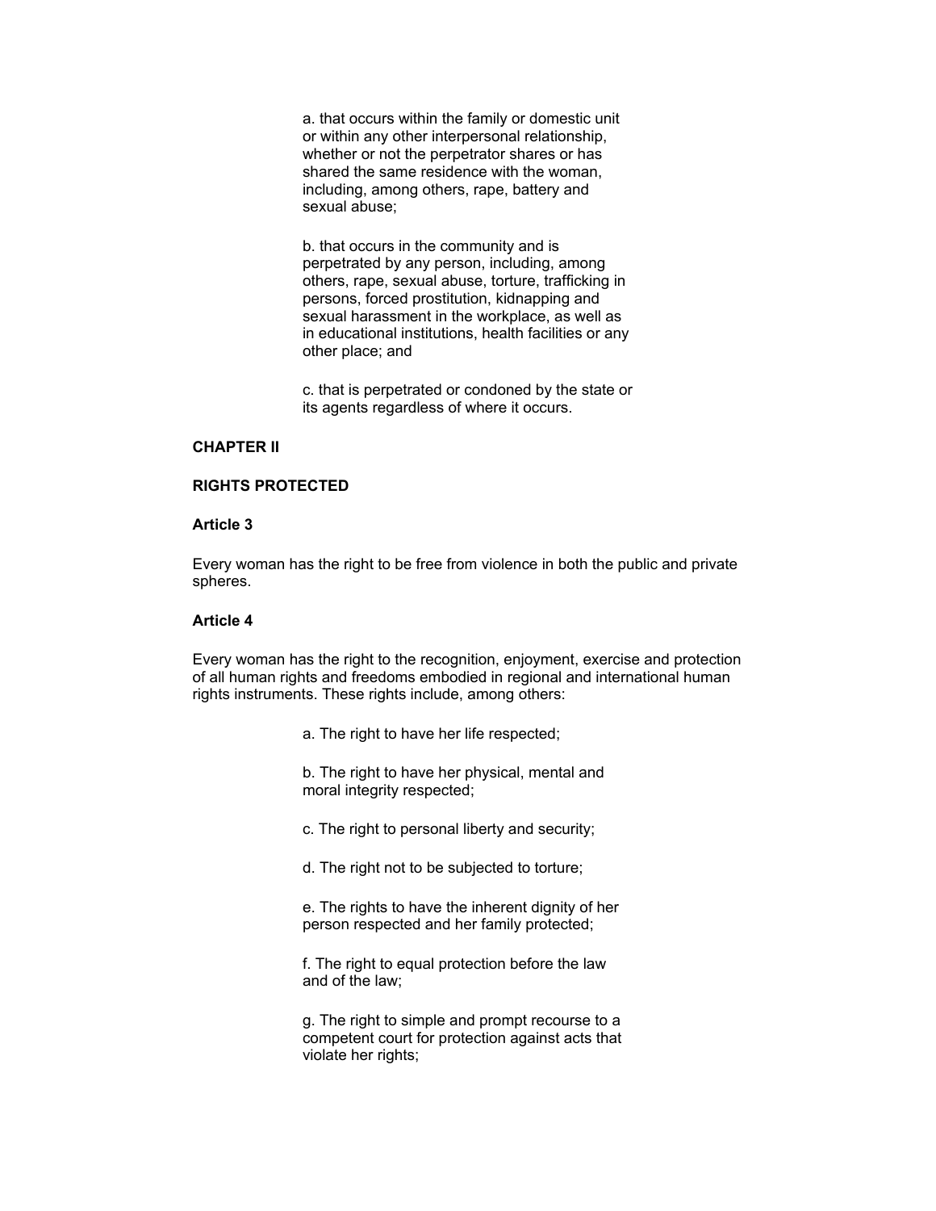a. that occurs within the family or domestic unit or within any other interpersonal relationship, whether or not the perpetrator shares or has shared the same residence with the woman, including, among others, rape, battery and sexual abuse;

b. that occurs in the community and is perpetrated by any person, including, among others, rape, sexual abuse, torture, trafficking in persons, forced prostitution, kidnapping and sexual harassment in the workplace, as well as in educational institutions, health facilities or any other place; and

c. that is perpetrated or condoned by the state or its agents regardless of where it occurs.

## CHAPTER II

## RIGHTS PROTECTED

### Article 3

Every woman has the right to be free from violence in both the public and private spheres.

### Article 4

Every woman has the right to the recognition, enjoyment, exercise and protection of all human rights and freedoms embodied in regional and international human rights instruments. These rights include, among others:

a. The right to have her life respected;

b. The right to have her physical, mental and moral integrity respected;

c. The right to personal liberty and security;

d. The right not to be subjected to torture;

e. The rights to have the inherent dignity of her person respected and her family protected;

f. The right to equal protection before the law and of the law;

g. The right to simple and prompt recourse to a competent court for protection against acts that violate her rights;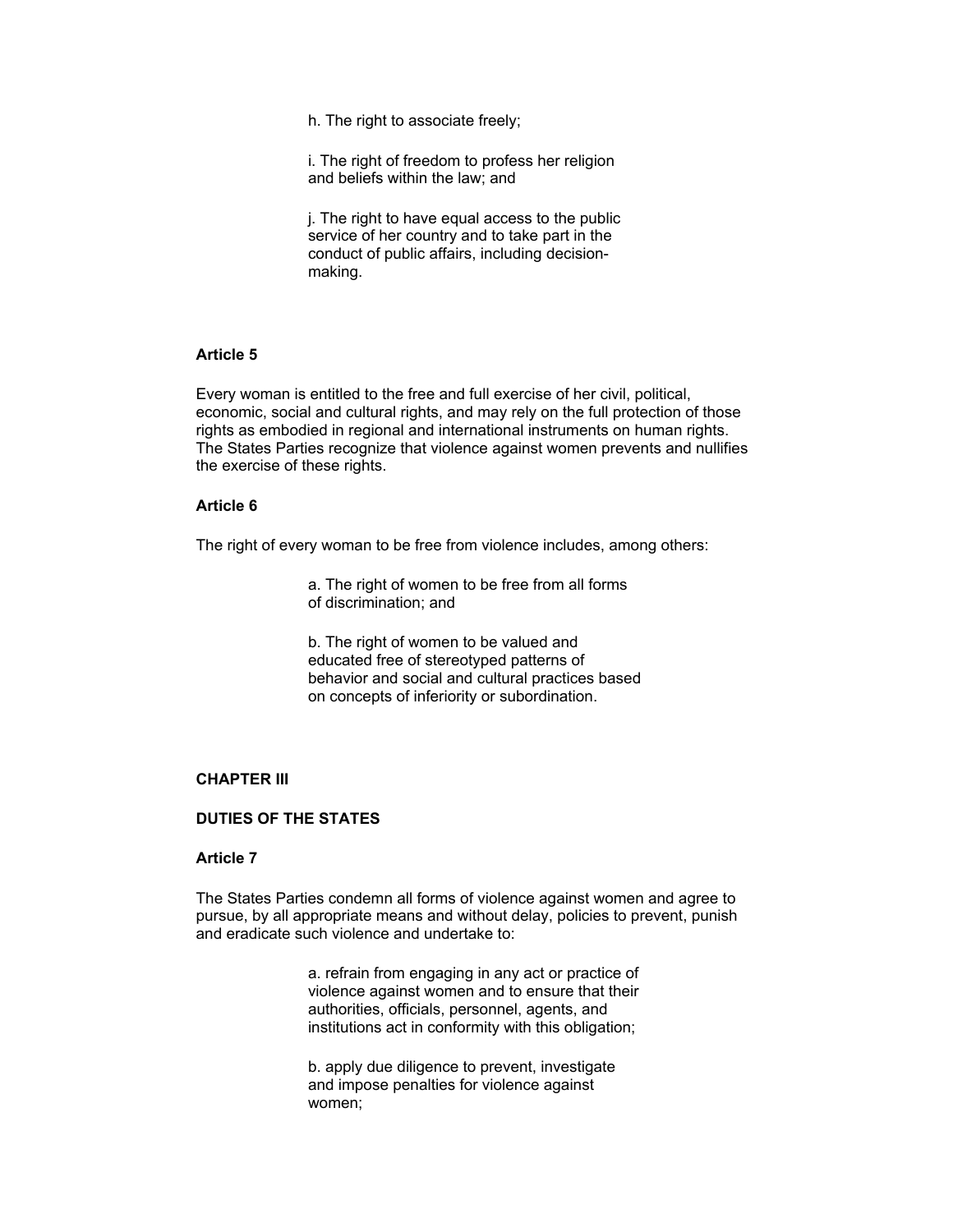h. The right to associate freely;

i. The right of freedom to profess her religion and beliefs within the law; and

j. The right to have equal access to the public service of her country and to take part in the conduct of public affairs, including decision-making.

**Article 5**

Every woman is entitled to the free and full exercise of her civil, political, economic, social and cultural rights, and may rely on the full protection of those rights as embodied in regional and international instruments on human rights. The States Parties recognize that violence against women prevents and nullifies the exercise of these rights.

**Article 6**

The right of every woman to be free from violence includes, among others:

a. The right of women to be free from all forms of discrimination; and

b. The right of women to be valued and educated free of stereotyped patterns of behavior and social and cultural practices based on concepts of inferiority or subordination.

**CHAPTER III**

**DUTIES OF THE STATES**

**Article 7**

The States Parties condemn all forms of violence against women and agree to pursue, by all appropriate means and without delay, policies to prevent, punish and eradicate such violence and undertake to:

a. refrain from engaging in any act or practice of violence against women and to ensure that their authorities, officials, personnel, agents, and institutions act in conformity with this obligation;

b. apply due diligence to prevent, investigate and impose penalties for violence against women;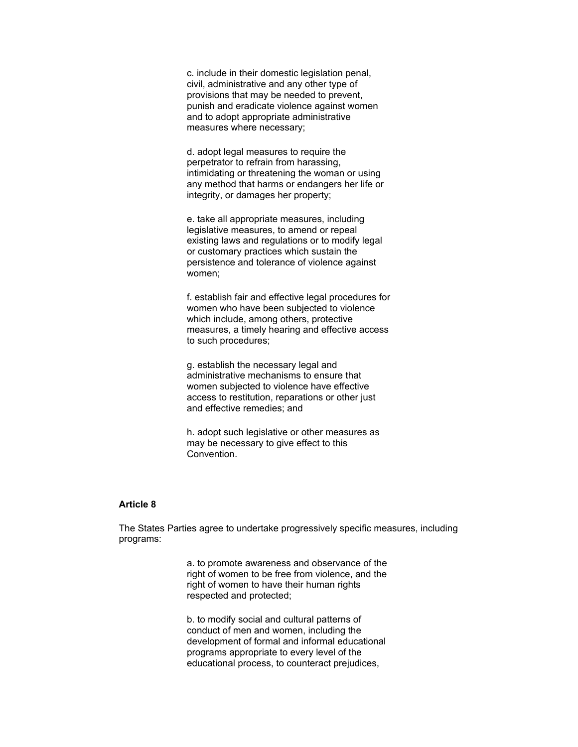c. include in their domestic legislation penal, civil, administrative and any other type of provisions that may be needed to prevent, punish and eradicate violence against women and to adopt appropriate administrative measures where necessary;

d. adopt legal measures to require the perpetrator to refrain from harassing, intimidating or threatening the woman or using any method that harms or endangers her life or integrity, or damages her property;

e. take all appropriate measures, including legislative measures, to amend or repeal existing laws and regulations or to modify legal or customary practices which sustain the persistence and tolerance of violence against women;

f. establish fair and effective legal procedures for women who have been subjected to violence which include, among others, protective measures, a timely hearing and effective access to such procedures;

g. establish the necessary legal and administrative mechanisms to ensure that women subjected to violence have effective access to restitution, reparations or other just and effective remedies; and

h. adopt such legislative or other measures as may be necessary to give effect to this Convention.

**Article 8**

The States Parties agree to undertake progressively specific measures, including programs:

a. to promote awareness and observance of the right of women to be free from violence, and the right of women to have their human rights respected and protected;

b. to modify social and cultural patterns of conduct of men and women, including the development of formal and informal educational programs appropriate to every level of the educational process, to counteract prejudices,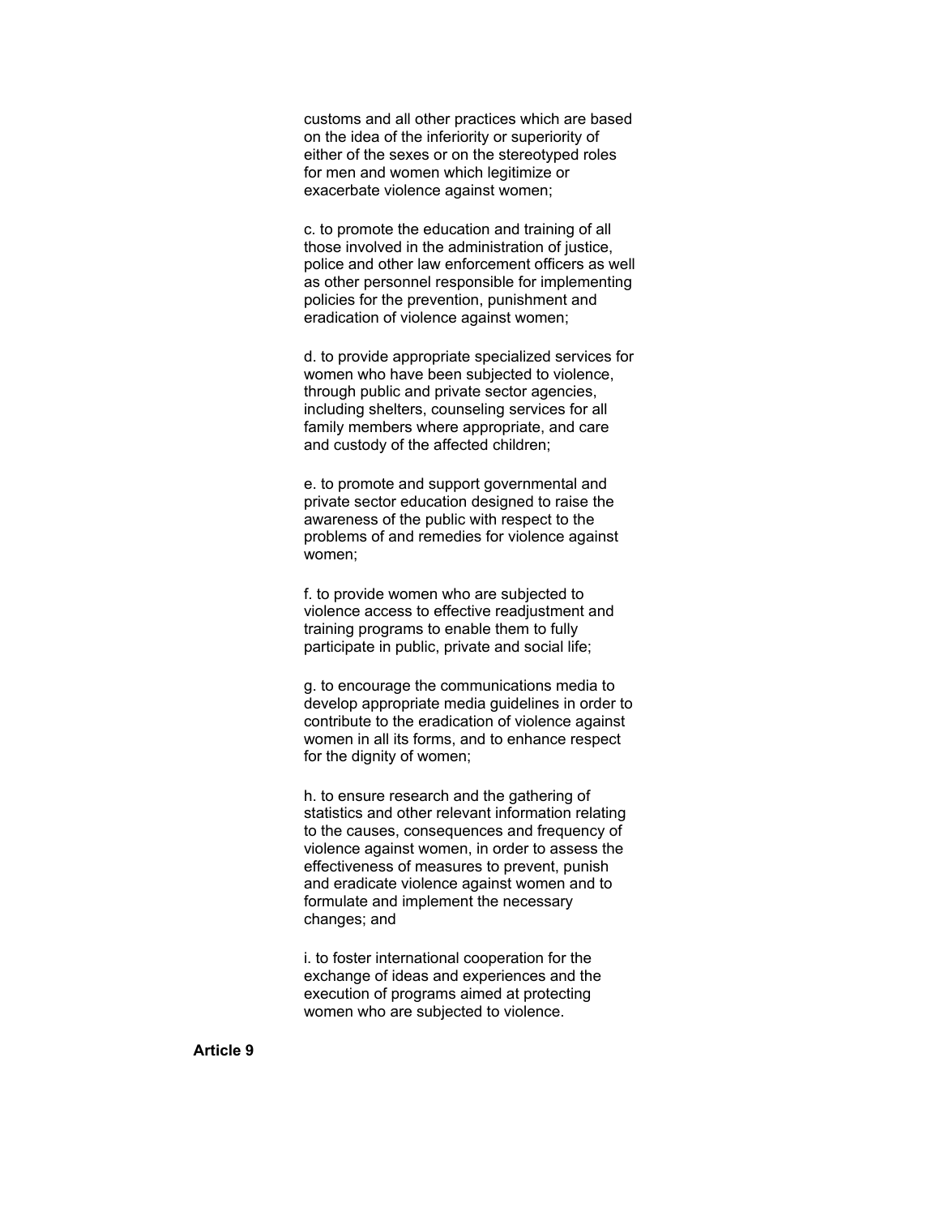customs and all other practices which are based on the idea of the inferiority or superiority of either of the sexes or on the stereotyped roles for men and women which legitimize or exacerbate violence against women;

c. to promote the education and training of all those involved in the administration of justice, police and other law enforcement officers as well as other personnel responsible for implementing policies for the prevention, punishment and eradication of violence against women;

d. to provide appropriate specialized services for women who have been subjected to violence, through public and private sector agencies, including shelters, counseling services for all family members where appropriate, and care and custody of the affected children;

e. to promote and support governmental and private sector education designed to raise the awareness of the public with respect to the problems of and remedies for violence against women;

f. to provide women who are subjected to violence access to effective readjustment and training programs to enable them to fully participate in public, private and social life;

g. to encourage the communications media to develop appropriate media guidelines in order to contribute to the eradication of violence against women in all its forms, and to enhance respect for the dignity of women;

h. to ensure research and the gathering of statistics and other relevant information relating to the causes, consequences and frequency of violence against women, in order to assess the effectiveness of measures to prevent, punish and eradicate violence against women and to formulate and implement the necessary changes; and

i. to foster international cooperation for the exchange of ideas and experiences and the execution of programs aimed at protecting women who are subjected to violence.

**Article 9**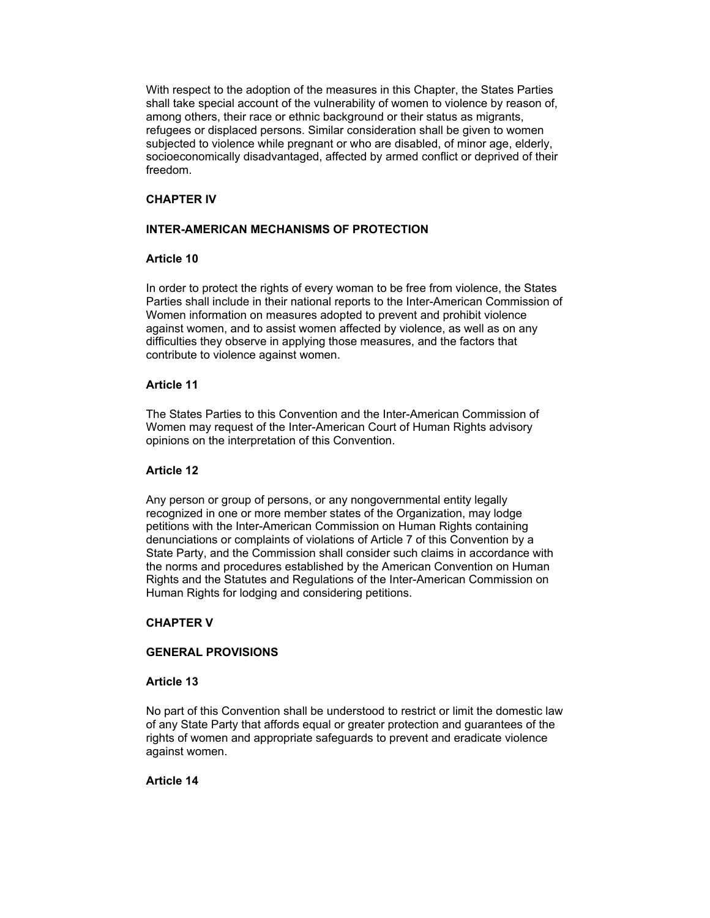With respect to the adoption of the measures in this Chapter, the States Parties shall take special account of the vulnerability of women to violence by reason of, among others, their race or ethnic background or their status as migrants, refugees or displaced persons. Similar consideration shall be given to women subjected to violence while pregnant or who are disabled, of minor age, elderly, socioeconomically disadvantaged, affected by armed conflict or deprived of their freedom.

## CHAPTER IV

## INTER-AMERICAN MECHANISMS OF PROTECTION

### Article 10

In order to protect the rights of every woman to be free from violence, the States Parties shall include in their national reports to the Inter-American Commission of Women information on measures adopted to prevent and prohibit violence against women, and to assist women affected by violence, as well as on any difficulties they observe in applying those measures, and the factors that contribute to violence against women.

### Article 11

The States Parties to this Convention and the Inter-American Commission of Women may request of the Inter-American Court of Human Rights advisory opinions on the interpretation of this Convention.

### Article 12

Any person or group of persons, or any nongovernmental entity legally recognized in one or more member states of the Organization, may lodge petitions with the Inter-American Commission on Human Rights containing denunciations or complaints of violations of Article 7 of this Convention by a State Party, and the Commission shall consider such claims in accordance with the norms and procedures established by the American Convention on Human Rights and the Statutes and Regulations of the Inter-American Commission on Human Rights for lodging and considering petitions.

## CHAPTER V

## GENERAL PROVISIONS

### Article 13

No part of this Convention shall be understood to restrict or limit the domestic law of any State Party that affords equal or greater protection and guarantees of the rights of women and appropriate safeguards to prevent and eradicate violence against women.

### Article 14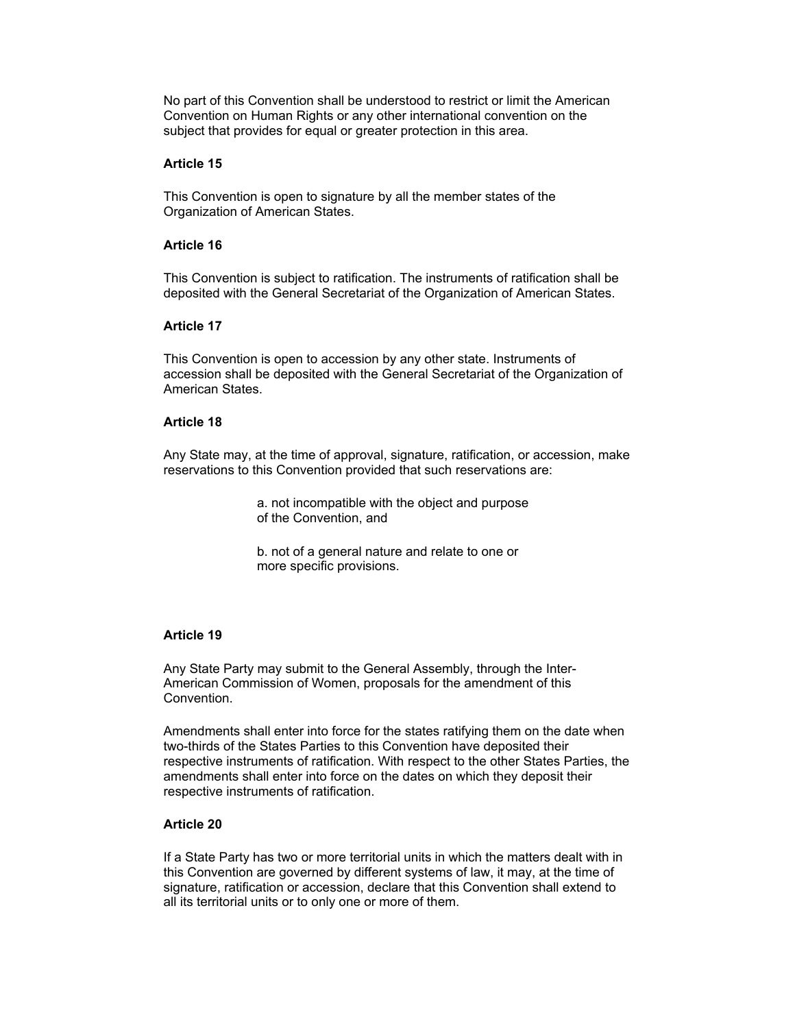No part of this Convention shall be understood to restrict or limit the American Convention on Human Rights or any other international convention on the subject that provides for equal or greater protection in this area.

**Article 15**

This Convention is open to signature by all the member states of the Organization of American States.

**Article 16**

This Convention is subject to ratification. The instruments of ratification shall be deposited with the General Secretariat of the Organization of American States.

**Article 17**

This Convention is open to accession by any other state. Instruments of accession shall be deposited with the General Secretariat of the Organization of American States.

**Article 18**

Any State may, at the time of approval, signature, ratification, or accession, make reservations to this Convention provided that such reservations are:

> a. not incompatible with the object and purpose of the Convention, and
>
> b. not of a general nature and relate to one or more specific provisions.

**Article 19**

Any State Party may submit to the General Assembly, through the Inter-American Commission of Women, proposals for the amendment of this Convention.

Amendments shall enter into force for the states ratifying them on the date when two-thirds of the States Parties to this Convention have deposited their respective instruments of ratification. With respect to the other States Parties, the amendments shall enter into force on the dates on which they deposit their respective instruments of ratification.

**Article 20**

If a State Party has two or more territorial units in which the matters dealt with in this Convention are governed by different systems of law, it may, at the time of signature, ratification or accession, declare that this Convention shall extend to all its territorial units or to only one or more of them.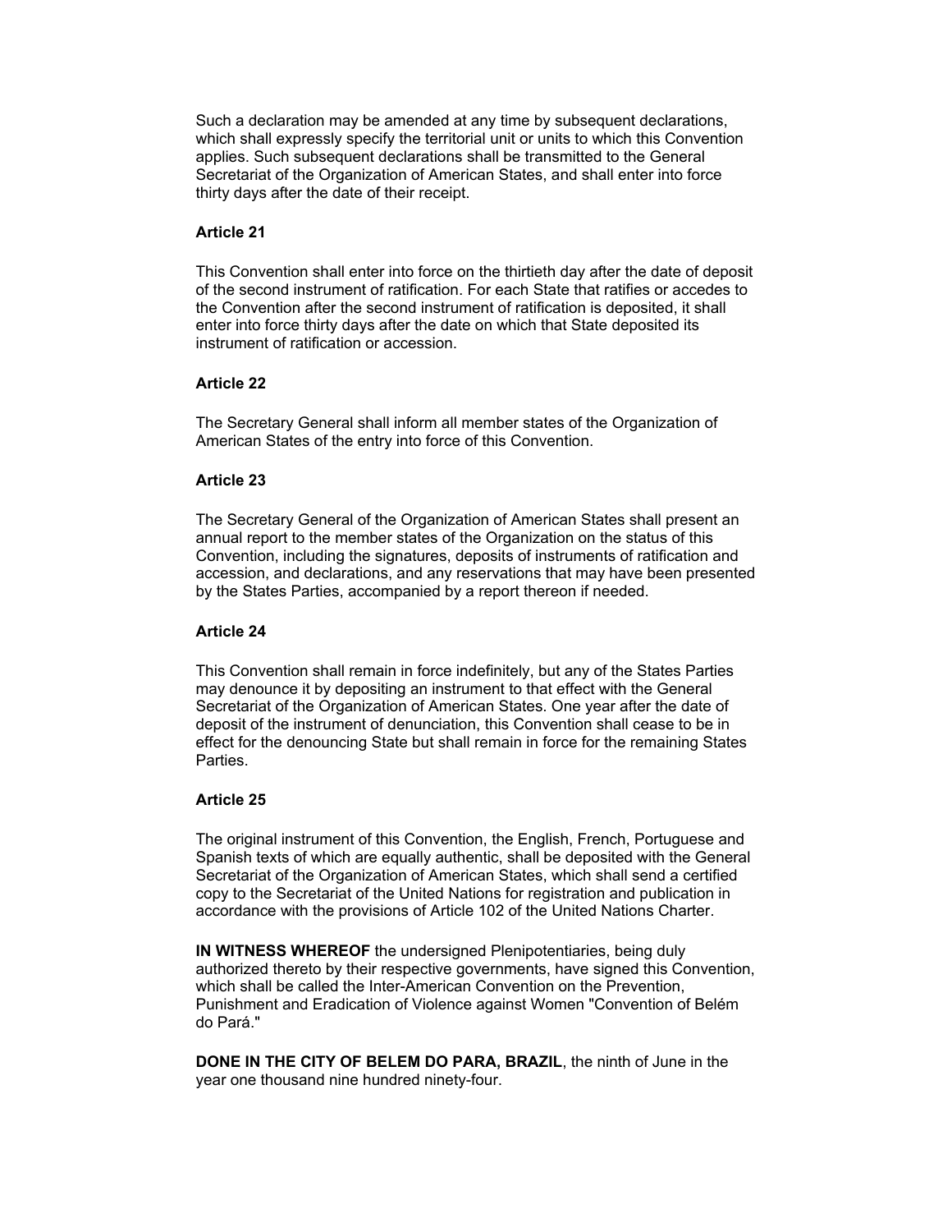Such a declaration may be amended at any time by subsequent declarations, which shall expressly specify the territorial unit or units to which this Convention applies. Such subsequent declarations shall be transmitted to the General Secretariat of the Organization of American States, and shall enter into force thirty days after the date of their receipt.

**Article 21**

This Convention shall enter into force on the thirtieth day after the date of deposit of the second instrument of ratification. For each State that ratifies or accedes to the Convention after the second instrument of ratification is deposited, it shall enter into force thirty days after the date on which that State deposited its instrument of ratification or accession.

**Article 22**

The Secretary General shall inform all member states of the Organization of American States of the entry into force of this Convention.

**Article 23**

The Secretary General of the Organization of American States shall present an annual report to the member states of the Organization on the status of this Convention, including the signatures, deposits of instruments of ratification and accession, and declarations, and any reservations that may have been presented by the States Parties, accompanied by a report thereon if needed.

**Article 24**

This Convention shall remain in force indefinitely, but any of the States Parties may denounce it by depositing an instrument to that effect with the General Secretariat of the Organization of American States. One year after the date of deposit of the instrument of denunciation, this Convention shall cease to be in effect for the denouncing State but shall remain in force for the remaining States Parties.

**Article 25**

The original instrument of this Convention, the English, French, Portuguese and Spanish texts of which are equally authentic, shall be deposited with the General Secretariat of the Organization of American States, which shall send a certified copy to the Secretariat of the United Nations for registration and publication in accordance with the provisions of Article 102 of the United Nations Charter.

**IN WITNESS WHEREOF** the undersigned Plenipotentiaries, being duly authorized thereto by their respective governments, have signed this Convention, which shall be called the Inter-American Convention on the Prevention, Punishment and Eradication of Violence against Women "Convention of Belém do Pará."

**DONE IN THE CITY OF BELEM DO PARA, BRAZIL**, the ninth of June in the year one thousand nine hundred ninety-four.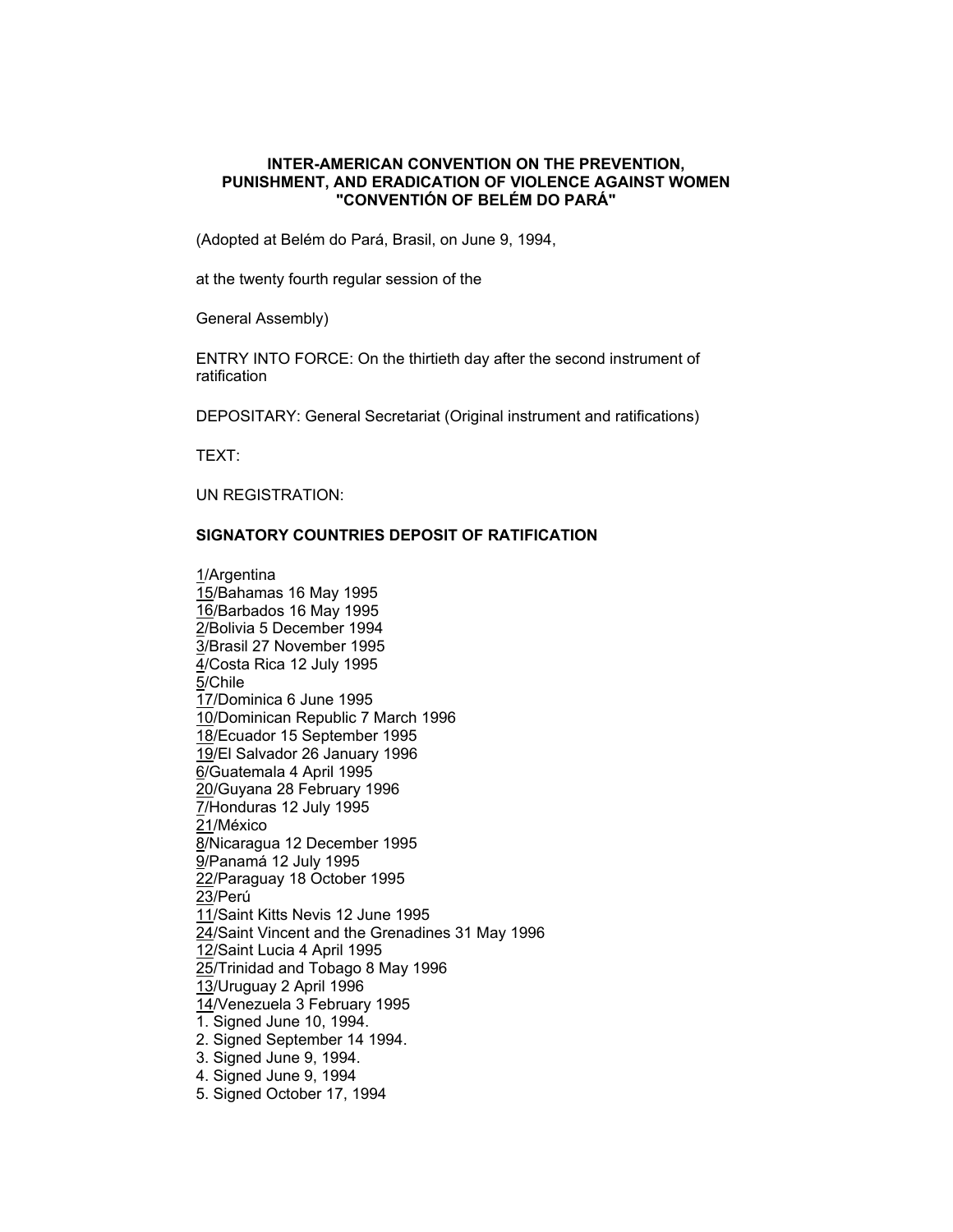**INTER-AMERICAN CONVENTION ON THE PREVENTION, PUNISHMENT, AND ERADICATION OF VIOLENCE AGAINST WOMEN "CONVENTIÓN OF BELÉM DO PARÁ"**

(Adopted at Belém do Pará, Brasil, on June 9, 1994,

at the twenty fourth regular session of the

General Assembly)

ENTRY INTO FORCE: On the thirtieth day after the second instrument of ratification

DEPOSITARY: General Secretariat (Original instrument and ratifications)

TEXT:

UN REGISTRATION:

**SIGNATORY COUNTRIES DEPOSIT OF RATIFICATION**

1/Argentina
15/Bahamas 16 May 1995
16/Barbados 16 May 1995
2/Bolivia 5 December 1994
3/Brasil 27 November 1995
4/Costa Rica 12 July 1995
5/Chile
17/Dominica 6 June 1995
10/Dominican Republic 7 March 1996
18/Ecuador 15 September 1995
19/El Salvador 26 January 1996
6/Guatemala 4 April 1995
20/Guyana 28 February 1996
7/Honduras 12 July 1995
21/México
8/Nicaragua 12 December 1995
9/Panamá 12 July 1995
22/Paraguay 18 October 1995
23/Perú
11/Saint Kitts Nevis 12 June 1995
24/Saint Vincent and the Grenadines 31 May 1996
12/Saint Lucia 4 April 1995
25/Trinidad and Tobago 8 May 1996
13/Uruguay 2 April 1996
14/Venezuela 3 February 1995

1. Signed June 10, 1994.
2. Signed September 14 1994.
3. Signed June 9, 1994.
4. Signed June 9, 1994
5. Signed October 17, 1994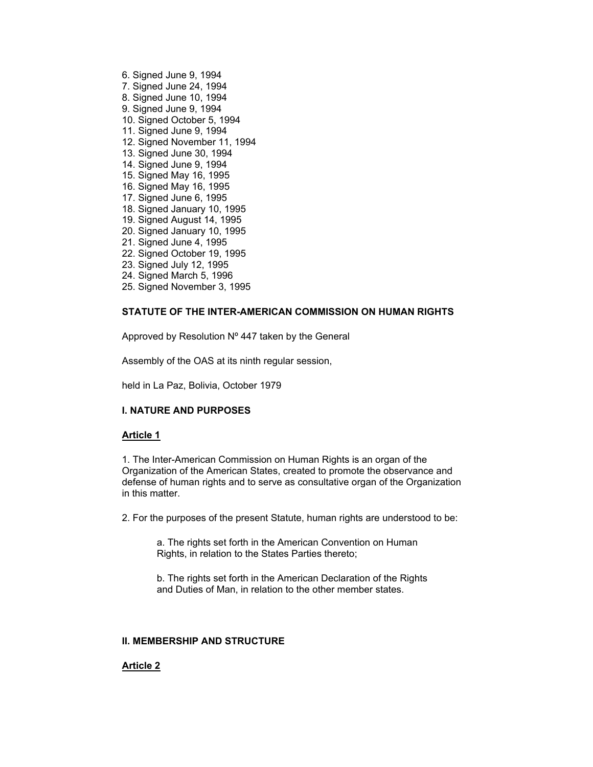6. Signed June 9, 1994
7. Signed June 24, 1994
8. Signed June 10, 1994
9. Signed June 9, 1994
10. Signed October 5, 1994
11. Signed June 9, 1994
12. Signed November 11, 1994
13. Signed June 30, 1994
14. Signed June 9, 1994
15. Signed May 16, 1995
16. Signed May 16, 1995
17. Signed June 6, 1995
18. Signed January 10, 1995
19. Signed August 14, 1995
20. Signed January 10, 1995
21. Signed June 4, 1995
22. Signed October 19, 1995
23. Signed July 12, 1995
24. Signed March 5, 1996
25. Signed November 3, 1995

## STATUTE OF THE INTER-AMERICAN COMMISSION ON HUMAN RIGHTS

Approved by Resolution Nº 447 taken by the General

Assembly of the OAS at its ninth regular session,

held in La Paz, Bolivia, October 1979

### I. NATURE AND PURPOSES

#### Article 1

1. The Inter-American Commission on Human Rights is an organ of the Organization of the American States, created to promote the observance and defense of human rights and to serve as consultative organ of the Organization in this matter.

2. For the purposes of the present Statute, human rights are understood to be:

> a. The rights set forth in the American Convention on Human Rights, in relation to the States Parties thereto;
>
> b. The rights set forth in the American Declaration of the Rights and Duties of Man, in relation to the other member states.

### II. MEMBERSHIP AND STRUCTURE

#### Article 2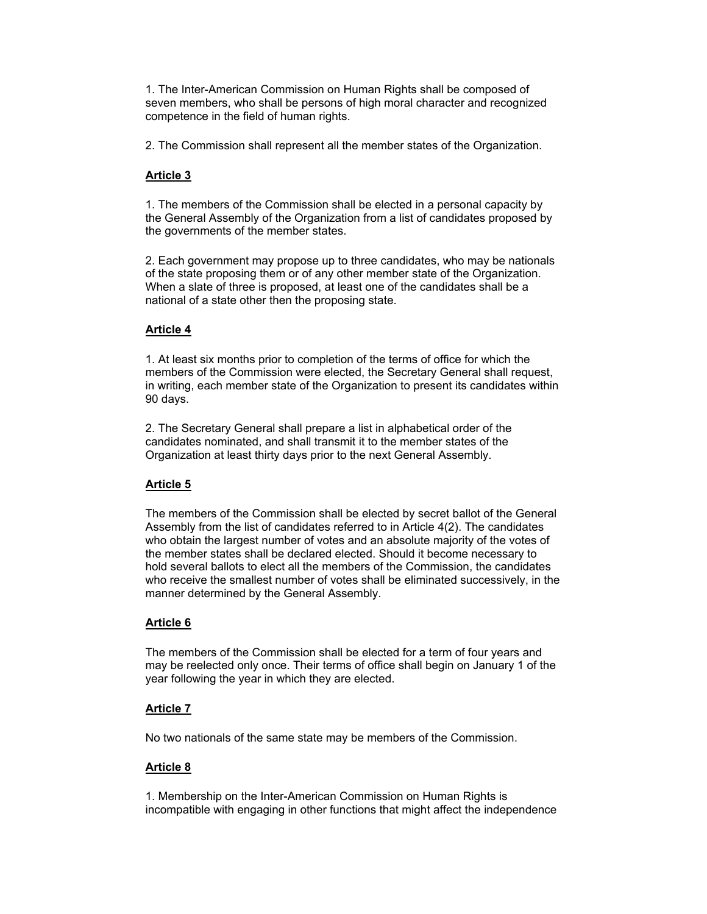1. The Inter-American Commission on Human Rights shall be composed of seven members, who shall be persons of high moral character and recognized competence in the field of human rights.

2. The Commission shall represent all the member states of the Organization.

### Article 3

1. The members of the Commission shall be elected in a personal capacity by the General Assembly of the Organization from a list of candidates proposed by the governments of the member states.

2. Each government may propose up to three candidates, who may be nationals of the state proposing them or of any other member state of the Organization. When a slate of three is proposed, at least one of the candidates shall be a national of a state other then the proposing state.

### Article 4

1. At least six months prior to completion of the terms of office for which the members of the Commission were elected, the Secretary General shall request, in writing, each member state of the Organization to present its candidates within 90 days.

2. The Secretary General shall prepare a list in alphabetical order of the candidates nominated, and shall transmit it to the member states of the Organization at least thirty days prior to the next General Assembly.

### Article 5

The members of the Commission shall be elected by secret ballot of the General Assembly from the list of candidates referred to in Article 4(2). The candidates who obtain the largest number of votes and an absolute majority of the votes of the member states shall be declared elected. Should it become necessary to hold several ballots to elect all the members of the Commission, the candidates who receive the smallest number of votes shall be eliminated successively, in the manner determined by the General Assembly.

### Article 6

The members of the Commission shall be elected for a term of four years and may be reelected only once. Their terms of office shall begin on January 1 of the year following the year in which they are elected.

### Article 7

No two nationals of the same state may be members of the Commission.

### Article 8

1. Membership on the Inter-American Commission on Human Rights is incompatible with engaging in other functions that might affect the independence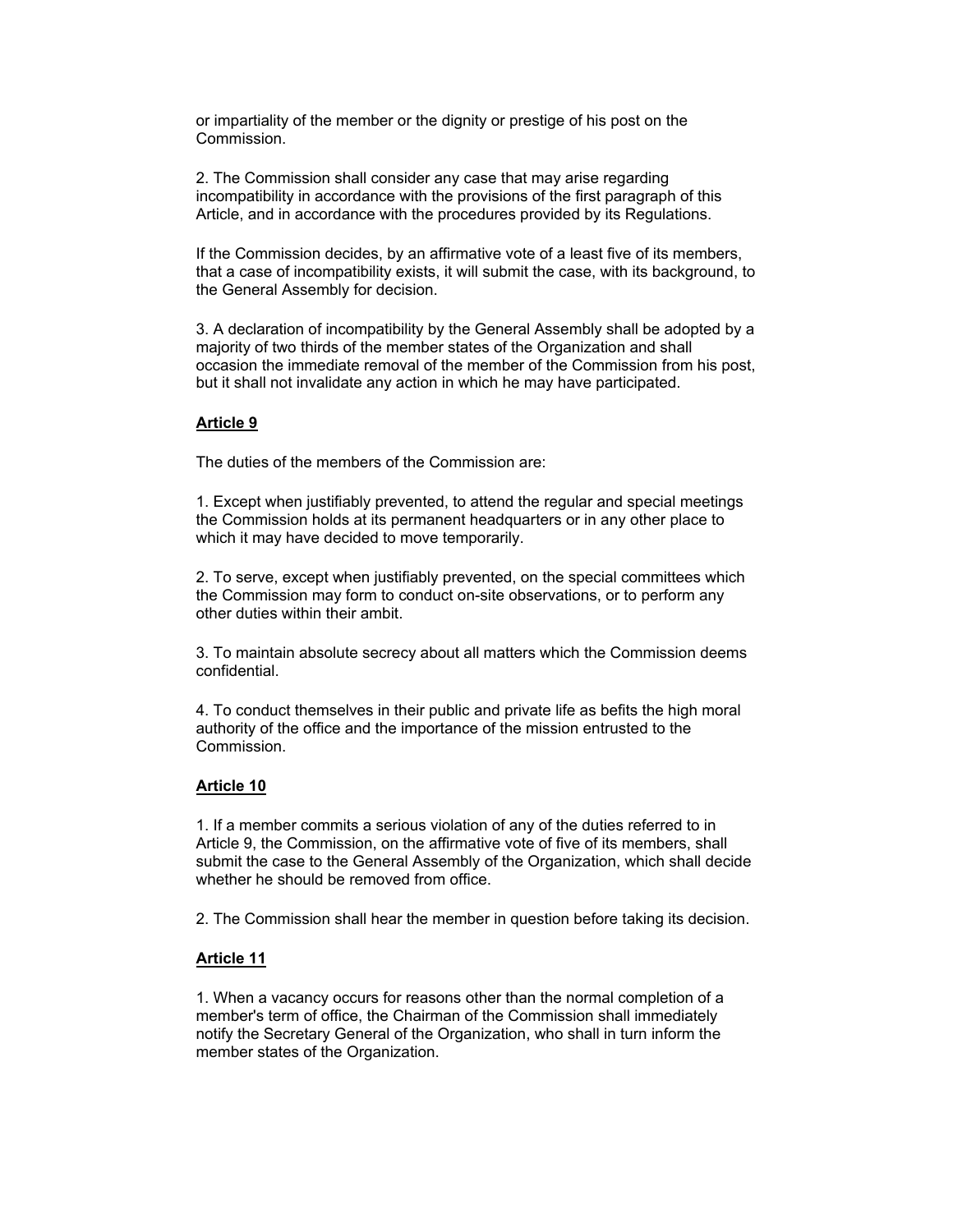or impartiality of the member or the dignity or prestige of his post on the Commission.

2. The Commission shall consider any case that may arise regarding incompatibility in accordance with the provisions of the first paragraph of this Article, and in accordance with the procedures provided by its Regulations.

If the Commission decides, by an affirmative vote of a least five of its members, that a case of incompatibility exists, it will submit the case, with its background, to the General Assembly for decision.

3. A declaration of incompatibility by the General Assembly shall be adopted by a majority of two thirds of the member states of the Organization and shall occasion the immediate removal of the member of the Commission from his post, but it shall not invalidate any action in which he may have participated.

**Article 9**

The duties of the members of the Commission are:

1. Except when justifiably prevented, to attend the regular and special meetings the Commission holds at its permanent headquarters or in any other place to which it may have decided to move temporarily.

2. To serve, except when justifiably prevented, on the special committees which the Commission may form to conduct on-site observations, or to perform any other duties within their ambit.

3. To maintain absolute secrecy about all matters which the Commission deems confidential.

4. To conduct themselves in their public and private life as befits the high moral authority of the office and the importance of the mission entrusted to the Commission.

**Article 10**

1. If a member commits a serious violation of any of the duties referred to in Article 9, the Commission, on the affirmative vote of five of its members, shall submit the case to the General Assembly of the Organization, which shall decide whether he should be removed from office.

2. The Commission shall hear the member in question before taking its decision.

**Article 11**

1. When a vacancy occurs for reasons other than the normal completion of a member's term of office, the Chairman of the Commission shall immediately notify the Secretary General of the Organization, who shall in turn inform the member states of the Organization.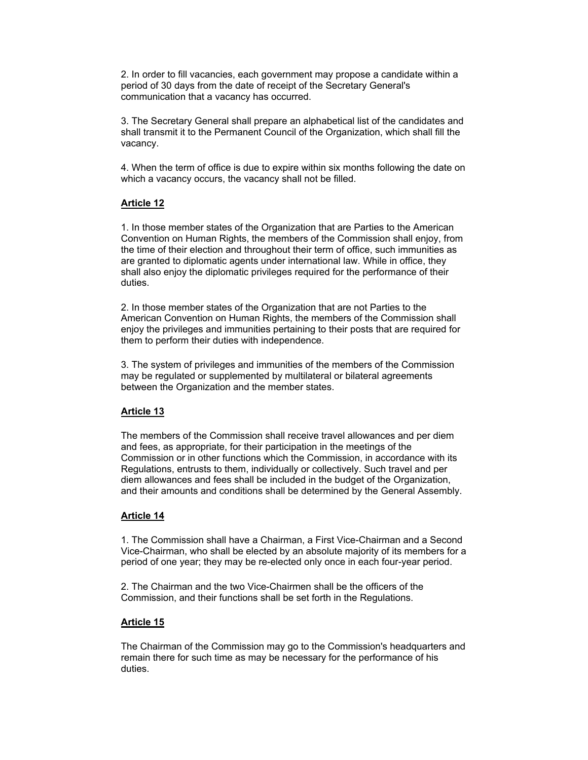2. In order to fill vacancies, each government may propose a candidate within a period of 30 days from the date of receipt of the Secretary General's communication that a vacancy has occurred.

3. The Secretary General shall prepare an alphabetical list of the candidates and shall transmit it to the Permanent Council of the Organization, which shall fill the vacancy.

4. When the term of office is due to expire within six months following the date on which a vacancy occurs, the vacancy shall not be filled.

## Article 12

1. In those member states of the Organization that are Parties to the American Convention on Human Rights, the members of the Commission shall enjoy, from the time of their election and throughout their term of office, such immunities as are granted to diplomatic agents under international law. While in office, they shall also enjoy the diplomatic privileges required for the performance of their duties.

2. In those member states of the Organization that are not Parties to the American Convention on Human Rights, the members of the Commission shall enjoy the privileges and immunities pertaining to their posts that are required for them to perform their duties with independence.

3. The system of privileges and immunities of the members of the Commission may be regulated or supplemented by multilateral or bilateral agreements between the Organization and the member states.

## Article 13

The members of the Commission shall receive travel allowances and per diem and fees, as appropriate, for their participation in the meetings of the Commission or in other functions which the Commission, in accordance with its Regulations, entrusts to them, individually or collectively. Such travel and per diem allowances and fees shall be included in the budget of the Organization, and their amounts and conditions shall be determined by the General Assembly.

## Article 14

1. The Commission shall have a Chairman, a First Vice-Chairman and a Second Vice-Chairman, who shall be elected by an absolute majority of its members for a period of one year; they may be re-elected only once in each four-year period.

2. The Chairman and the two Vice-Chairmen shall be the officers of the Commission, and their functions shall be set forth in the Regulations.

## Article 15

The Chairman of the Commission may go to the Commission's headquarters and remain there for such time as may be necessary for the performance of his duties.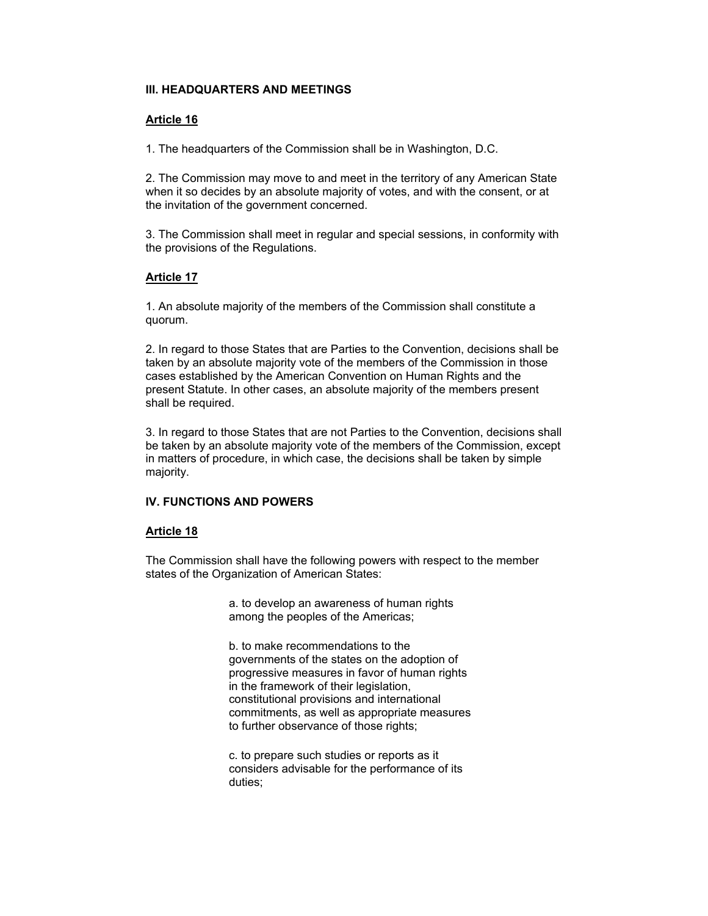## III. HEADQUARTERS AND MEETINGS

### Article 16

1. The headquarters of the Commission shall be in Washington, D.C.

2. The Commission may move to and meet in the territory of any American State when it so decides by an absolute majority of votes, and with the consent, or at the invitation of the government concerned.

3. The Commission shall meet in regular and special sessions, in conformity with the provisions of the Regulations.

### Article 17

1. An absolute majority of the members of the Commission shall constitute a quorum.

2. In regard to those States that are Parties to the Convention, decisions shall be taken by an absolute majority vote of the members of the Commission in those cases established by the American Convention on Human Rights and the present Statute. In other cases, an absolute majority of the members present shall be required.

3. In regard to those States that are not Parties to the Convention, decisions shall be taken by an absolute majority vote of the members of the Commission, except in matters of procedure, in which case, the decisions shall be taken by simple majority.

## IV. FUNCTIONS AND POWERS

### Article 18

The Commission shall have the following powers with respect to the member states of the Organization of American States:

a. to develop an awareness of human rights among the peoples of the Americas;

b. to make recommendations to the governments of the states on the adoption of progressive measures in favor of human rights in the framework of their legislation, constitutional provisions and international commitments, as well as appropriate measures to further observance of those rights;

c. to prepare such studies or reports as it considers advisable for the performance of its duties;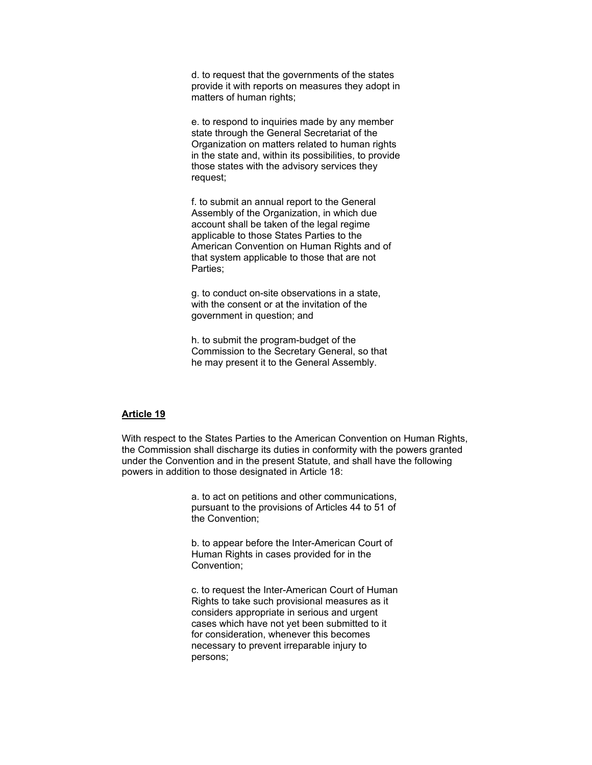d. to request that the governments of the states provide it with reports on measures they adopt in matters of human rights;

e. to respond to inquiries made by any member state through the General Secretariat of the Organization on matters related to human rights in the state and, within its possibilities, to provide those states with the advisory services they request;

f. to submit an annual report to the General Assembly of the Organization, in which due account shall be taken of the legal regime applicable to those States Parties to the American Convention on Human Rights and of that system applicable to those that are not Parties;

g. to conduct on-site observations in a state, with the consent or at the invitation of the government in question; and

h. to submit the program-budget of the Commission to the Secretary General, so that he may present it to the General Assembly.

## Article 19

With respect to the States Parties to the American Convention on Human Rights, the Commission shall discharge its duties in conformity with the powers granted under the Convention and in the present Statute, and shall have the following powers in addition to those designated in Article 18:

a. to act on petitions and other communications, pursuant to the provisions of Articles 44 to 51 of the Convention;

b. to appear before the Inter-American Court of Human Rights in cases provided for in the Convention;

c. to request the Inter-American Court of Human Rights to take such provisional measures as it considers appropriate in serious and urgent cases which have not yet been submitted to it for consideration, whenever this becomes necessary to prevent irreparable injury to persons;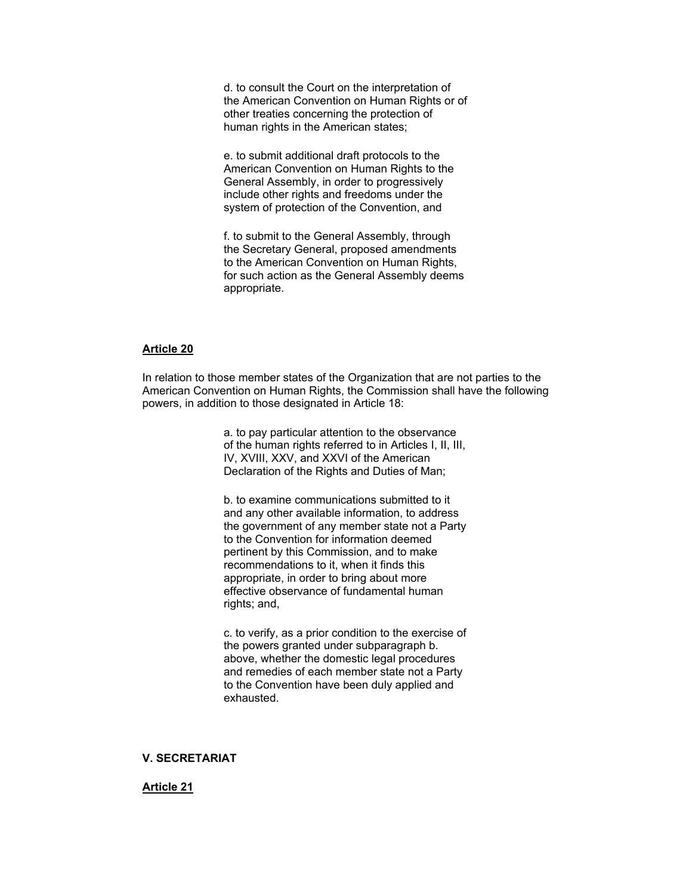d. to consult the Court on the interpretation of the American Convention on Human Rights or of other treaties concerning the protection of human rights in the American states;

e. to submit additional draft protocols to the American Convention on Human Rights to the General Assembly, in order to progressively include other rights and freedoms under the system of protection of the Convention, and

f. to submit to the General Assembly, through the Secretary General, proposed amendments to the American Convention on Human Rights, for such action as the General Assembly deems appropriate.

**Article 20**

In relation to those member states of the Organization that are not parties to the American Convention on Human Rights, the Commission shall have the following powers, in addition to those designated in Article 18:

a. to pay particular attention to the observance of the human rights referred to in Articles I, II, III, IV, XVIII, XXV, and XXVI of the American Declaration of the Rights and Duties of Man;

b. to examine communications submitted to it and any other available information, to address the government of any member state not a Party to the Convention for information deemed pertinent by this Commission, and to make recommendations to it, when it finds this appropriate, in order to bring about more effective observance of fundamental human rights; and,

c. to verify, as a prior condition to the exercise of the powers granted under subparagraph b. above, whether the domestic legal procedures and remedies of each member state not a Party to the Convention have been duly applied and exhausted.

## V. SECRETARIAT

**Article 21**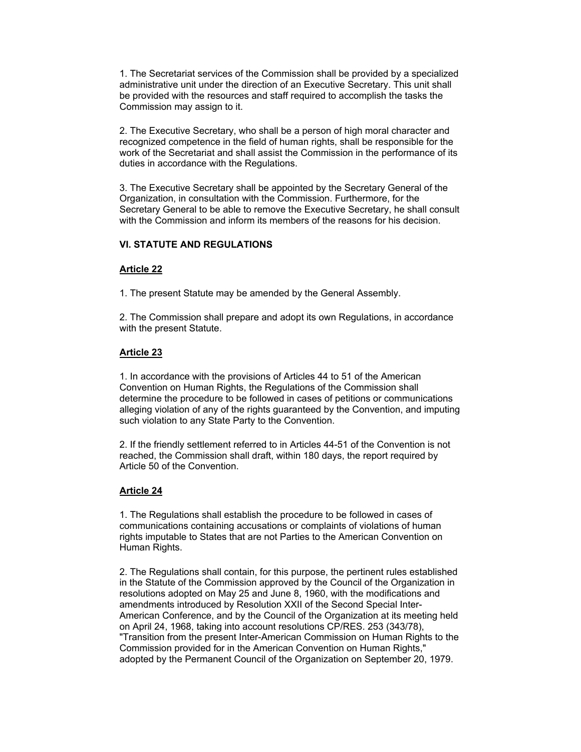1. The Secretariat services of the Commission shall be provided by a specialized administrative unit under the direction of an Executive Secretary. This unit shall be provided with the resources and staff required to accomplish the tasks the Commission may assign to it.

2. The Executive Secretary, who shall be a person of high moral character and recognized competence in the field of human rights, shall be responsible for the work of the Secretariat and shall assist the Commission in the performance of its duties in accordance with the Regulations.

3. The Executive Secretary shall be appointed by the Secretary General of the Organization, in consultation with the Commission. Furthermore, for the Secretary General to be able to remove the Executive Secretary, he shall consult with the Commission and inform its members of the reasons for his decision.

## VI. STATUTE AND REGULATIONS

### Article 22

1. The present Statute may be amended by the General Assembly.

2. The Commission shall prepare and adopt its own Regulations, in accordance with the present Statute.

### Article 23

1. In accordance with the provisions of Articles 44 to 51 of the American Convention on Human Rights, the Regulations of the Commission shall determine the procedure to be followed in cases of petitions or communications alleging violation of any of the rights guaranteed by the Convention, and imputing such violation to any State Party to the Convention.

2. If the friendly settlement referred to in Articles 44-51 of the Convention is not reached, the Commission shall draft, within 180 days, the report required by Article 50 of the Convention.

### Article 24

1. The Regulations shall establish the procedure to be followed in cases of communications containing accusations or complaints of violations of human rights imputable to States that are not Parties to the American Convention on Human Rights.

2. The Regulations shall contain, for this purpose, the pertinent rules established in the Statute of the Commission approved by the Council of the Organization in resolutions adopted on May 25 and June 8, 1960, with the modifications and amendments introduced by Resolution XXII of the Second Special Inter-American Conference, and by the Council of the Organization at its meeting held on April 24, 1968, taking into account resolutions CP/RES. 253 (343/78), "Transition from the present Inter-American Commission on Human Rights to the Commission provided for in the American Convention on Human Rights," adopted by the Permanent Council of the Organization on September 20, 1979.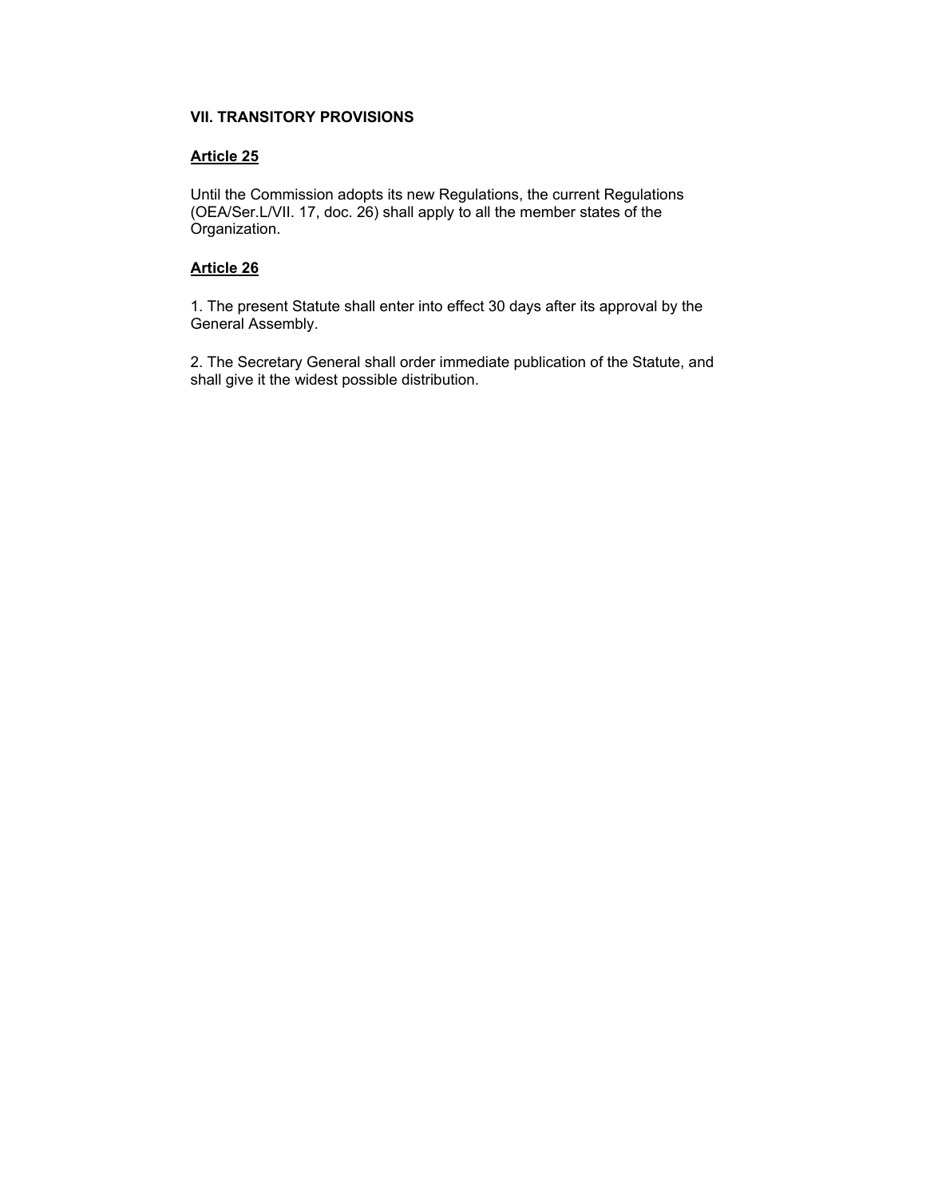## VII. TRANSITORY PROVISIONS

### Article 25

Until the Commission adopts its new Regulations, the current Regulations (OEA/Ser.L/VII. 17, doc. 26) shall apply to all the member states of the Organization.

### Article 26

1. The present Statute shall enter into effect 30 days after its approval by the General Assembly.

2. The Secretary General shall order immediate publication of the Statute, and shall give it the widest possible distribution.